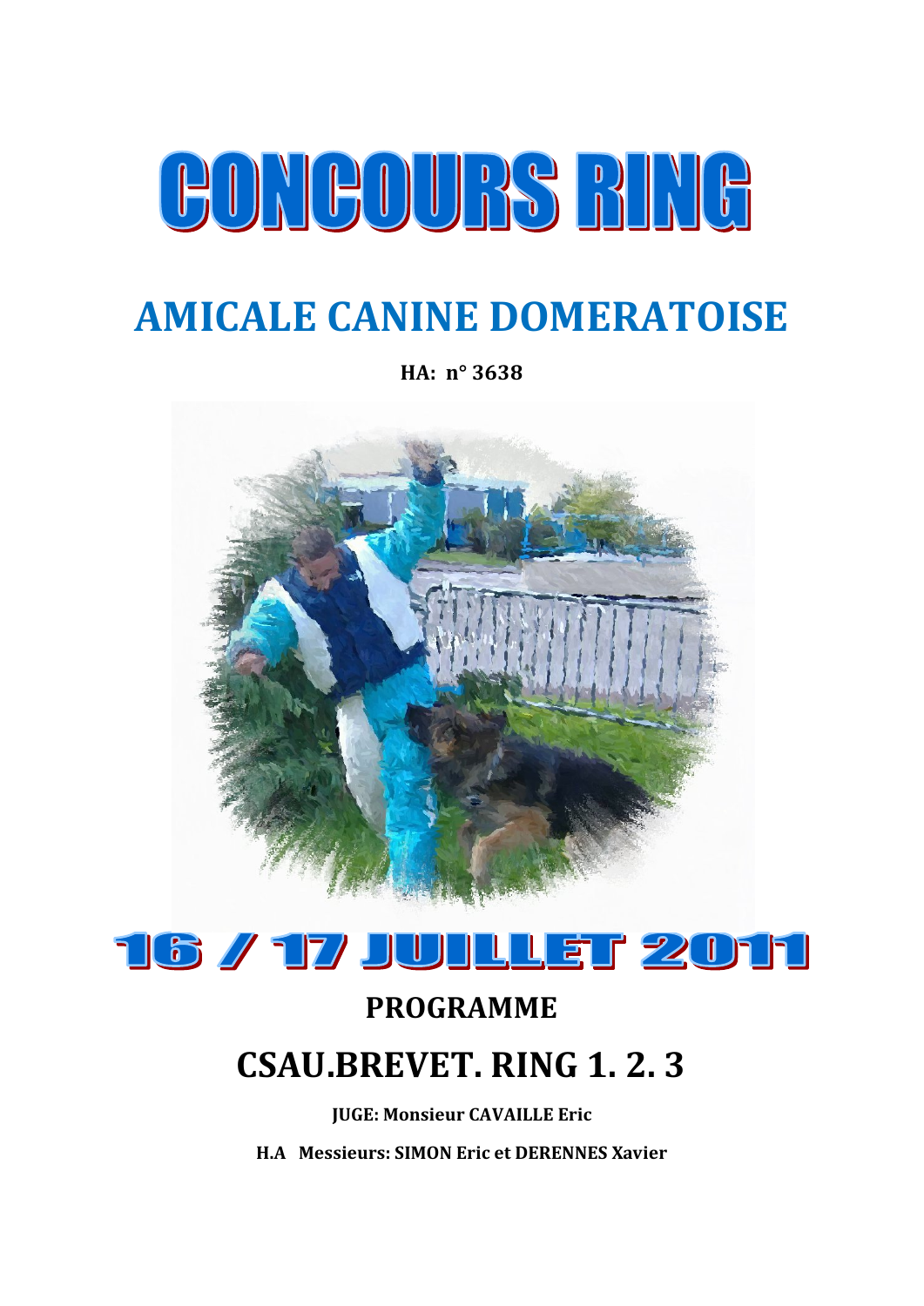# CONCOURS RING

## AMICALE CANINE DOMERATOISE

**HA: n° 3638**

# 16 / 17 JUILLET 2011

## PROGRAMME

## CSAU.BREVET. RING 1. 2. 3

**JUGE: Monsieur CAVAILLE Eric**

**H.A Messieurs: SIMON Eric et DERENNES Xavier**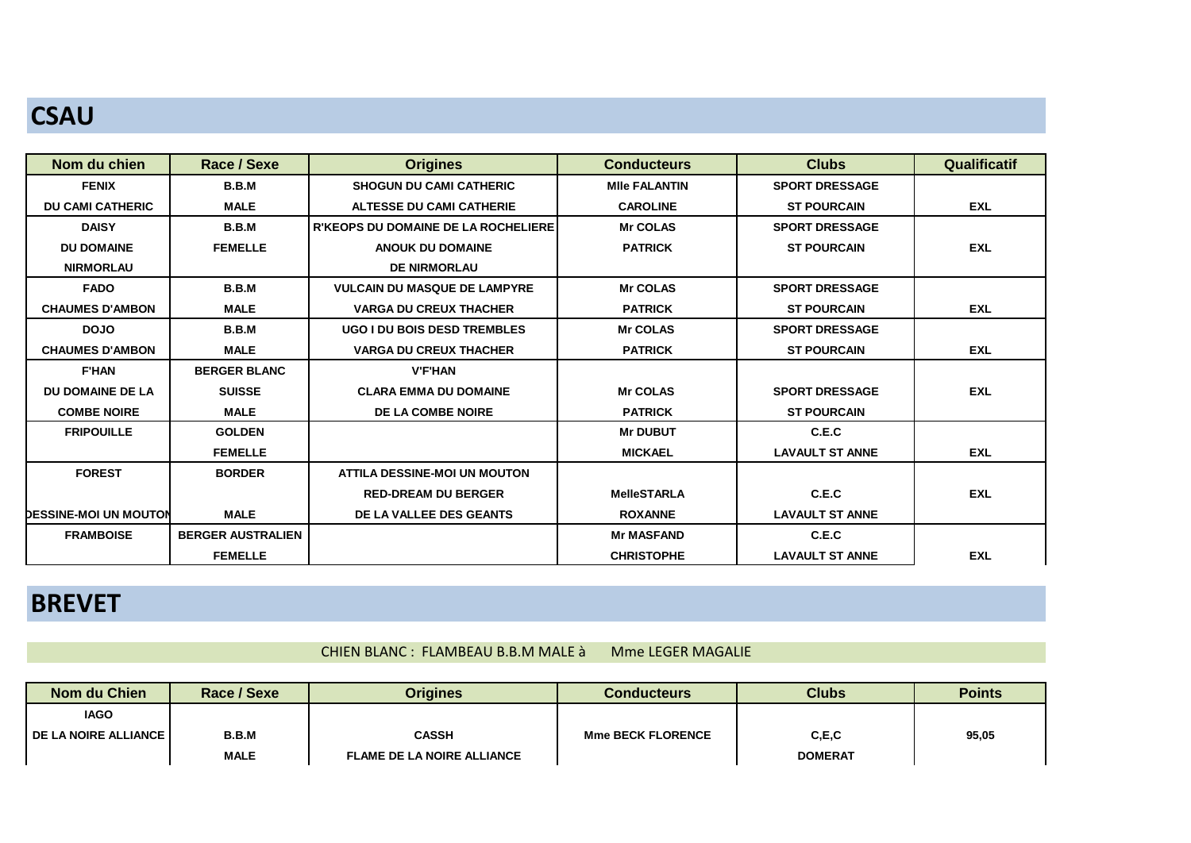## CSAU

| Nom du chien | Race / Sexe | Origines | Conducteurs | Clubs | Qualificatif |
|---|---|---|---|---|---|
| FENIX DU CAMI CATHERIC | B.B.M MALE | SHOGUN DU CAMI CATHERIC ALTESSE DU CAMI CATHERIE | Mlle FALANTIN CAROLINE | SPORT DRESSAGE ST POURCAIN | EXL |
| DAISY DU DOMAINE NIRMORLAU | B.B.M FEMELLE | R'KEOPS DU DOMAINE DE LA ROCHELIERE ANOUK DU DOMAINE DE NIRMORLAU | Mr COLAS PATRICK | SPORT DRESSAGE ST POURCAIN | EXL |
| FADO CHAUMES D'AMBON | B.B.M MALE | VULCAIN DU MASQUE DE LAMPYRE VARGA DU CREUX THACHER | Mr COLAS PATRICK | SPORT DRESSAGE ST POURCAIN | EXL |
| DOJO CHAUMES D'AMBON | B.B.M MALE | UGO I DU BOIS DESD TREMBLES VARGA DU CREUX THACHER | Mr COLAS PATRICK | SPORT DRESSAGE ST POURCAIN | EXL |
| F'HAN DU DOMAINE DE LA COMBE NOIRE | BERGER BLANC SUISSE MALE | V'F'HAN CLARA EMMA DU DOMAINE DE LA COMBE NOIRE | Mr COLAS PATRICK | SPORT DRESSAGE ST POURCAIN | EXL |
| FRIPOUILLE | GOLDEN FEMELLE | | Mr DUBUT MICKAEL | C.E.C LAVAULT ST ANNE | EXL |
| FOREST DESSINE-MOI UN MOUTON | BORDER MALE | ATTILA DESSINE-MOI UN MOUTON RED-DREAM DU BERGER DE LA VALLEE DES GEANTS | MelleSTARLA ROXANNE | C.E.C LAVAULT ST ANNE | EXL |
| FRAMBOISE | BERGER AUSTRALIEN FEMELLE | | Mr MASFAND CHRISTOPHE | C.E.C LAVAULT ST ANNE | EXL |

## BREVET

CHIEN BLANC : FLAMBEAU B.B.M MALE à Mme LEGER MAGALIE

| Nom du Chien | Race / Sexe | Origines | Conducteurs | Clubs | Points |
|---|---|---|---|---|---|
| IAGO DE LA NOIRE ALLIANCE | B.B.M MALE | CASSH FLAME DE LA NOIRE ALLIANCE | Mme BECK FLORENCE | C,E,C DOMERAT | 95,05 |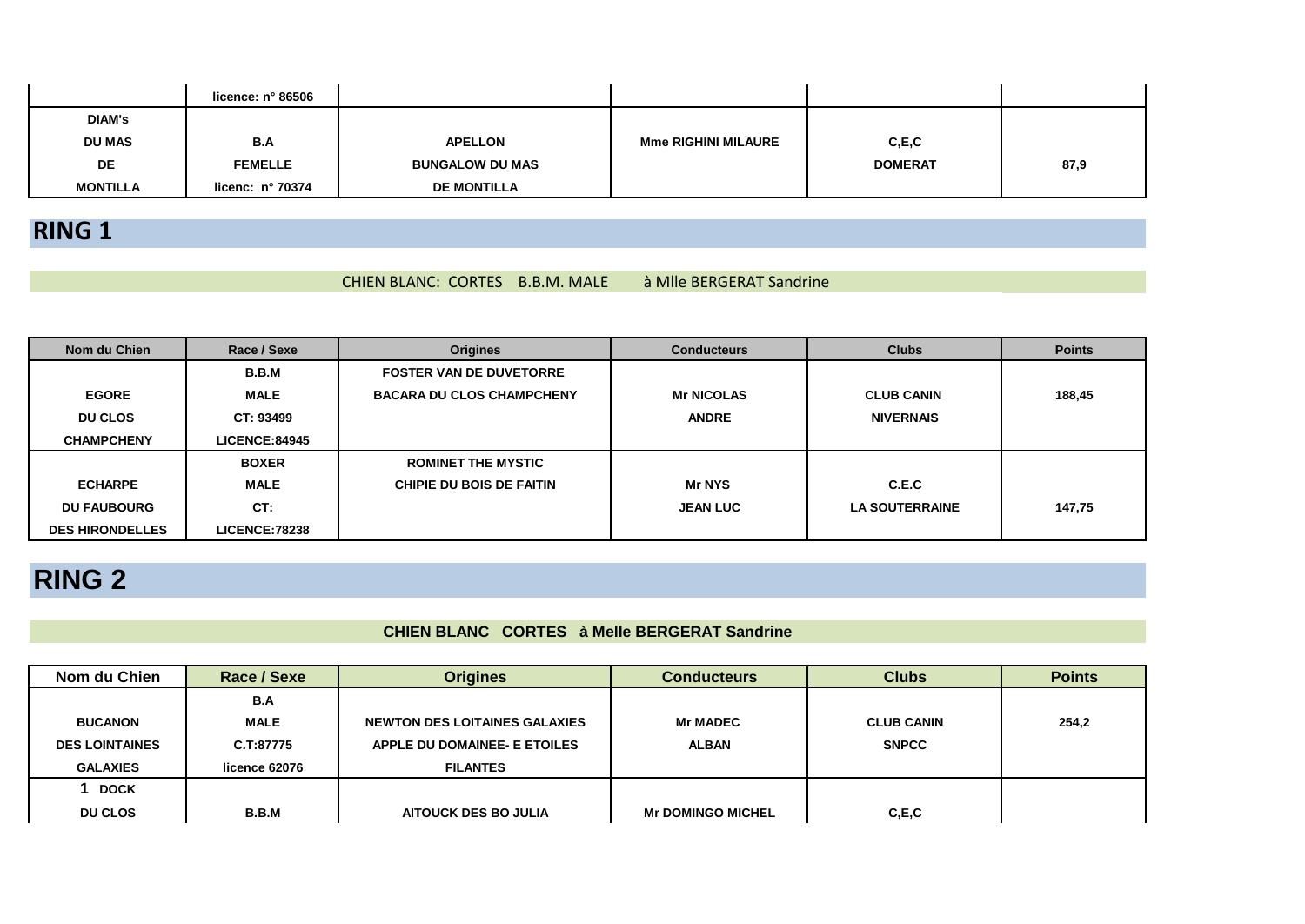| | licence: n° 86506 | | | | |
|---|---|---|---|---|---|
| DIAM's DU MAS DE MONTILLA | B.A FEMELLE licenc: n° 70374 | APELLON BUNGALOW DU MAS DE MONTILLA | Mme RIGHINI MILAURE | C,E,C DOMERAT | 87,9 |

# RING 1

CHIEN BLANC: CORTES B.B.M. MALE à Mlle BERGERAT Sandrine

| Nom du Chien | Race / Sexe | Origines | Conducteurs | Clubs | Points |
|---|---|---|---|---|---|
| EGORE DU CLOS CHAMPCHENY | B.B.M MALE CT: 93499 LICENCE:84945 | FOSTER VAN DE DUVETORRE BACARA DU CLOS CHAMPCHENY | Mr NICOLAS ANDRE | CLUB CANIN NIVERNAIS | 188,45 |
| ECHARPE DU FAUBOURG DES HIRONDELLES | BOXER MALE CT: LICENCE:78238 | ROMINET THE MYSTIC CHIPIE DU BOIS DE FAITIN | Mr NYS JEAN LUC | C.E.C LA SOUTERRAINE | 147,75 |

# RING 2

**CHIEN BLANC CORTES à Melle BERGERAT Sandrine**

| Nom du Chien | Race / Sexe | Origines | Conducteurs | Clubs | Points |
|---|---|---|---|---|---|
| BUCANON DES LOINTAINES GALAXIES | B.A MALE C.T:87775 licence 62076 | NEWTON DES LOITAINES GALAXIES APPLE DU DOMAINEE- E ETOILES FILANTES | Mr MADEC ALBAN | CLUB CANIN SNPCC | 254,2 |
| 1 DOCK DU CLOS | B.B.M | AITOUCK DES BO JULIA | Mr DOMINGO MICHEL | C,E,C | |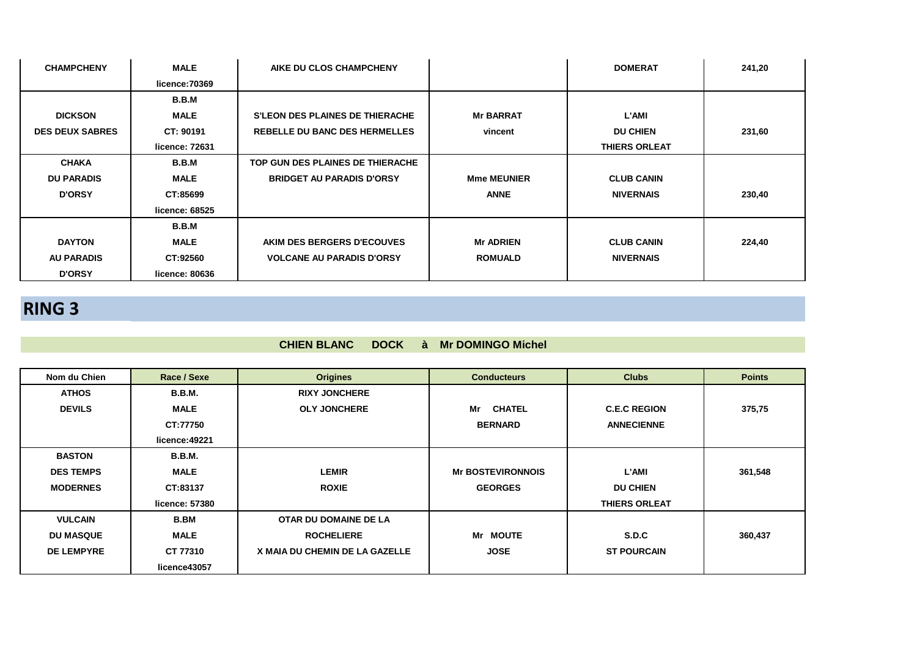| | | | | | |
|---|---|---|---|---|---|
| CHAMPCHENY | MALE licence:70369 | AIKE DU CLOS CHAMPCHENY | | DOMERAT | 241,20 |
| DICKSON DES DEUX SABRES | B.B.M MALE CT: 90191 licence: 72631 | S'LEON DES PLAINES DE THIERACHE REBELLE DU BANC DES HERMELLES | Mr BARRAT vincent | L'AMI DU CHIEN THIERS ORLEAT | 231,60 |
| CHAKA DU PARADIS D'ORSY | B.B.M MALE CT:85699 licence: 68525 | TOP GUN DES PLAINES DE THIERACHE BRIDGET AU PARADIS D'ORSY | Mme MEUNIER ANNE | CLUB CANIN NIVERNAIS | 230,40 |
| DAYTON AU PARADIS D'ORSY | B.B.M MALE CT:92560 licence: 80636 | AKIM DES BERGERS D'ECOUVES VOLCANE AU PARADIS D'ORSY | Mr ADRIEN ROMUALD | CLUB CANIN NIVERNAIS | 224,40 |

# RING 3

**CHIEN BLANC DOCK à Mr DOMINGO Michel**

| Nom du Chien | Race / Sexe | Origines | Conducteurs | Clubs | Points |
|---|---|---|---|---|---|
| ATHOS DEVILS | B.B.M. MALE CT:77750 licence:49221 | RIXY JONCHERE OLY JONCHERE | Mr CHATEL BERNARD | C.E.C REGION ANNECIENNE | 375,75 |
| BASTON DES TEMPS MODERNES | B.B.M. MALE CT:83137 licence: 57380 | LEMIR ROXIE | Mr BOSTEVIRONNOIS GEORGES | L'AMI DU CHIEN THIERS ORLEAT | 361,548 |
| VULCAIN DU MASQUE DE LEMPYRE | B.BM MALE CT 77310 licence43057 | OTAR DU DOMAINE DE LA ROCHELIERE X MAIA DU CHEMIN DE LA GAZELLE | Mr MOUTE JOSE | S.D.C ST POURCAIN | 360,437 |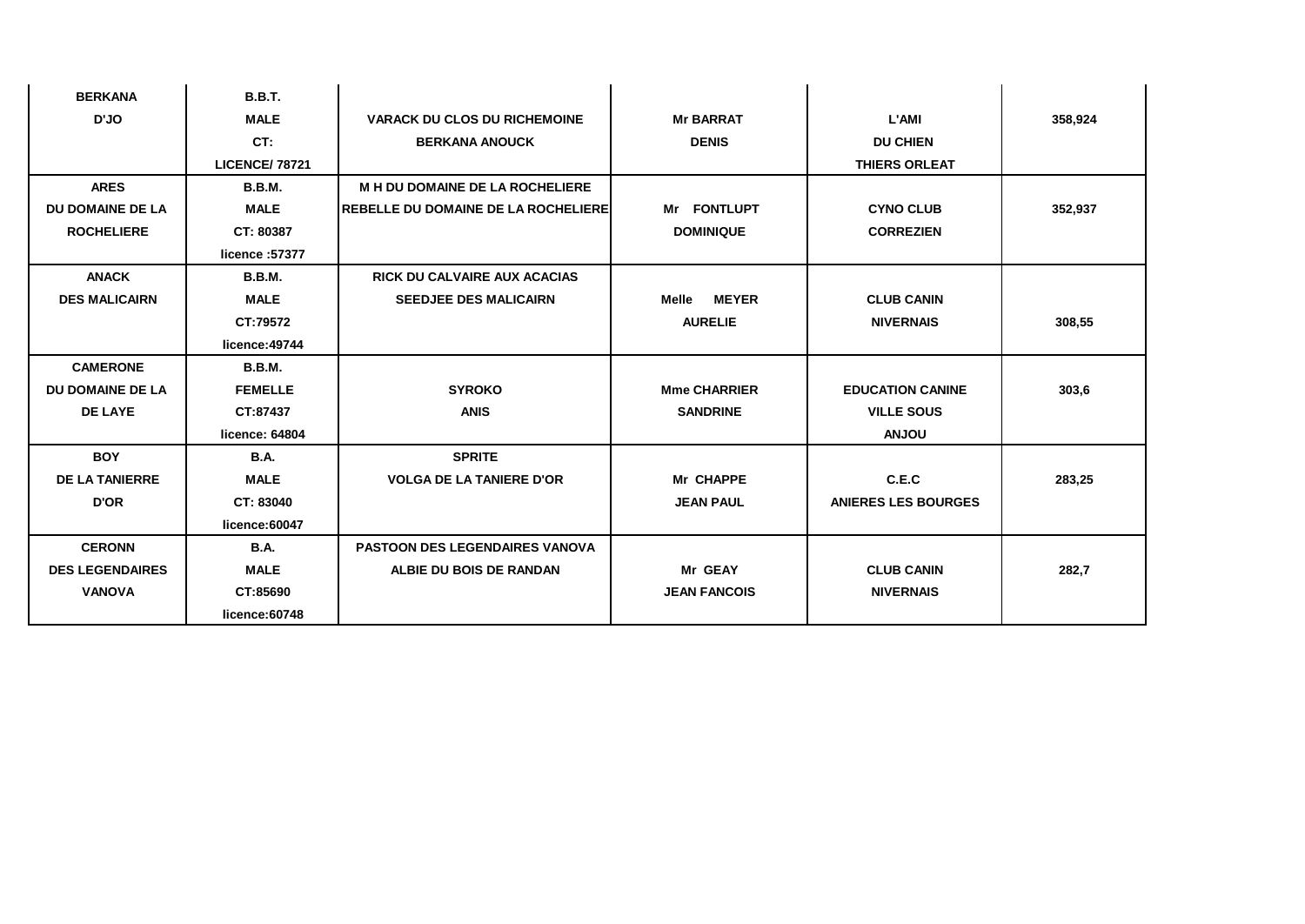| | | | | | |
|---|---|---|---|---|---|
| BERKANA D'JO | B.B.T. MALE CT: LICENCE/ 78721 | VARACK DU CLOS DU RICHEMOINE BERKANA ANOUCK | Mr BARRAT DENIS | L'AMI DU CHIEN THIERS ORLEAT | 358,924 |
| ARES DU DOMAINE DE LA ROCHELIERE | B.B.M. MALE CT: 80387 licence :57377 | M H DU DOMAINE DE LA ROCHELIERE REBELLE DU DOMAINE DE LA ROCHELIERE | Mr FONTLUPT DOMINIQUE | CYNO CLUB CORREZIEN | 352,937 |
| ANACK DES MALICAIRN | B.B.M. MALE CT:79572 licence:49744 | RICK DU CALVAIRE AUX ACACIAS SEEDJEE DES MALICAIRN | Melle MEYER AURELIE | CLUB CANIN NIVERNAIS | 308,55 |
| CAMERONE DU DOMAINE DE LA DE LAYE | B.B.M. FEMELLE CT:87437 licence: 64804 | SYROKO ANIS | Mme CHARRIER SANDRINE | EDUCATION CANINE VILLE SOUS ANJOU | 303,6 |
| BOY DE LA TANIERRE D'OR | B.A. MALE CT: 83040 licence:60047 | SPRITE VOLGA DE LA TANIERE D'OR | Mr CHAPPE JEAN PAUL | C.E.C ANIERES LES BOURGES | 283,25 |
| CERONN DES LEGENDAIRES VANOVA | B.A. MALE CT:85690 licence:60748 | PASTOON DES LEGENDAIRES VANOVA ALBIE DU BOIS DE RANDAN | Mr GEAY JEAN FANCOIS | CLUB CANIN NIVERNAIS | 282,7 |